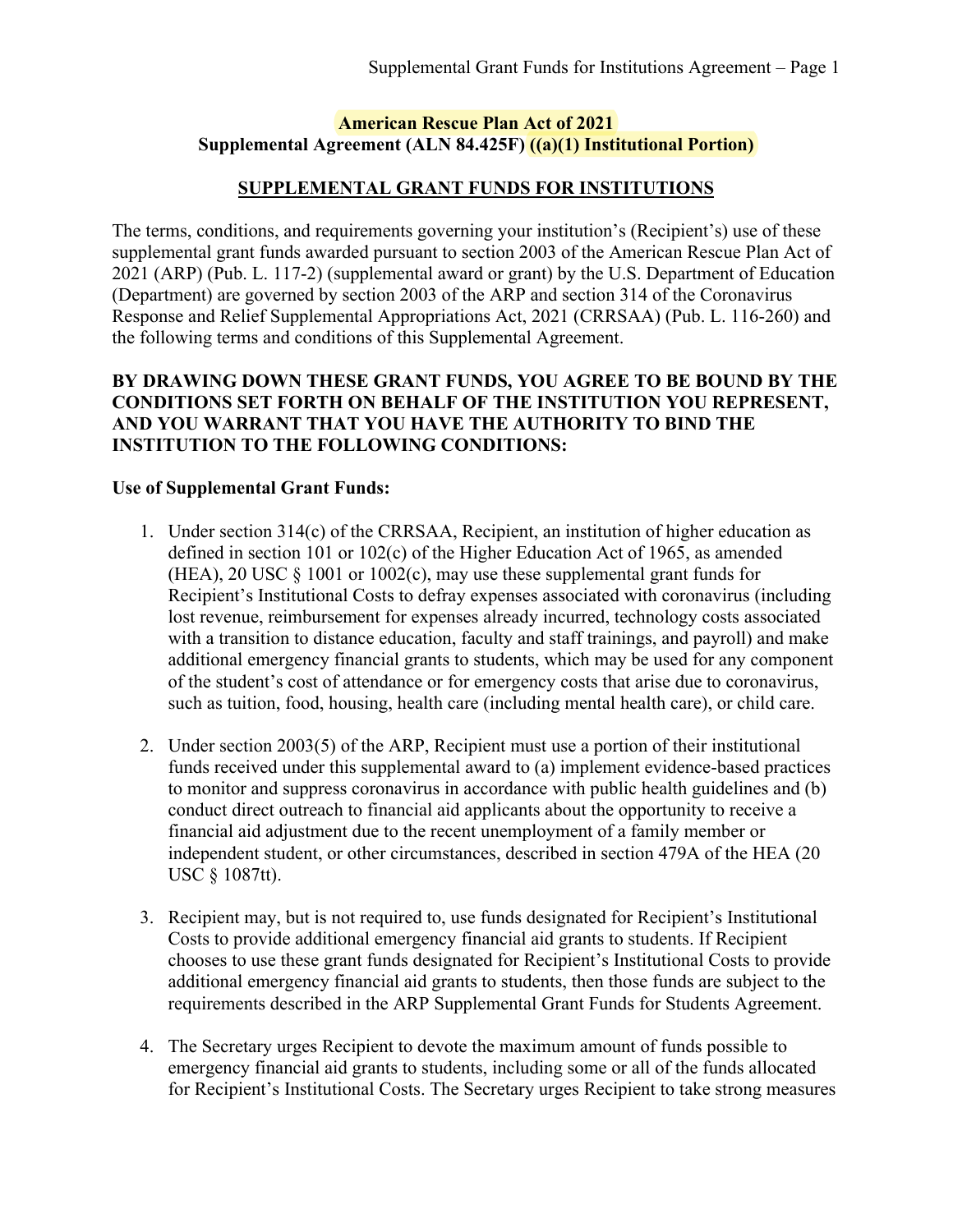**American Rescue Plan Act of 2021**
**Supplemental Agreement (ALN 84.425F) ((a)(1) Institutional Portion)**

## SUPPLEMENTAL GRANT FUNDS FOR INSTITUTIONS

The terms, conditions, and requirements governing your institution's (Recipient's) use of these supplemental grant funds awarded pursuant to section 2003 of the American Rescue Plan Act of 2021 (ARP) (Pub. L. 117-2) (supplemental award or grant) by the U.S. Department of Education (Department) are governed by section 2003 of the ARP and section 314 of the Coronavirus Response and Relief Supplemental Appropriations Act, 2021 (CRRSAA) (Pub. L. 116-260) and the following terms and conditions of this Supplemental Agreement.

**BY DRAWING DOWN THESE GRANT FUNDS, YOU AGREE TO BE BOUND BY THE CONDITIONS SET FORTH ON BEHALF OF THE INSTITUTION YOU REPRESENT, AND YOU WARRANT THAT YOU HAVE THE AUTHORITY TO BIND THE INSTITUTION TO THE FOLLOWING CONDITIONS:**

**Use of Supplemental Grant Funds:**

1. Under section 314(c) of the CRRSAA, Recipient, an institution of higher education as defined in section 101 or 102(c) of the Higher Education Act of 1965, as amended (HEA), 20 USC § 1001 or 1002(c), may use these supplemental grant funds for Recipient's Institutional Costs to defray expenses associated with coronavirus (including lost revenue, reimbursement for expenses already incurred, technology costs associated with a transition to distance education, faculty and staff trainings, and payroll) and make additional emergency financial grants to students, which may be used for any component of the student's cost of attendance or for emergency costs that arise due to coronavirus, such as tuition, food, housing, health care (including mental health care), or child care.

2. Under section 2003(5) of the ARP, Recipient must use a portion of their institutional funds received under this supplemental award to (a) implement evidence-based practices to monitor and suppress coronavirus in accordance with public health guidelines and (b) conduct direct outreach to financial aid applicants about the opportunity to receive a financial aid adjustment due to the recent unemployment of a family member or independent student, or other circumstances, described in section 479A of the HEA (20 USC § 1087tt).

3. Recipient may, but is not required to, use funds designated for Recipient's Institutional Costs to provide additional emergency financial aid grants to students. If Recipient chooses to use these grant funds designated for Recipient's Institutional Costs to provide additional emergency financial aid grants to students, then those funds are subject to the requirements described in the ARP Supplemental Grant Funds for Students Agreement.

4. The Secretary urges Recipient to devote the maximum amount of funds possible to emergency financial aid grants to students, including some or all of the funds allocated for Recipient's Institutional Costs. The Secretary urges Recipient to take strong measures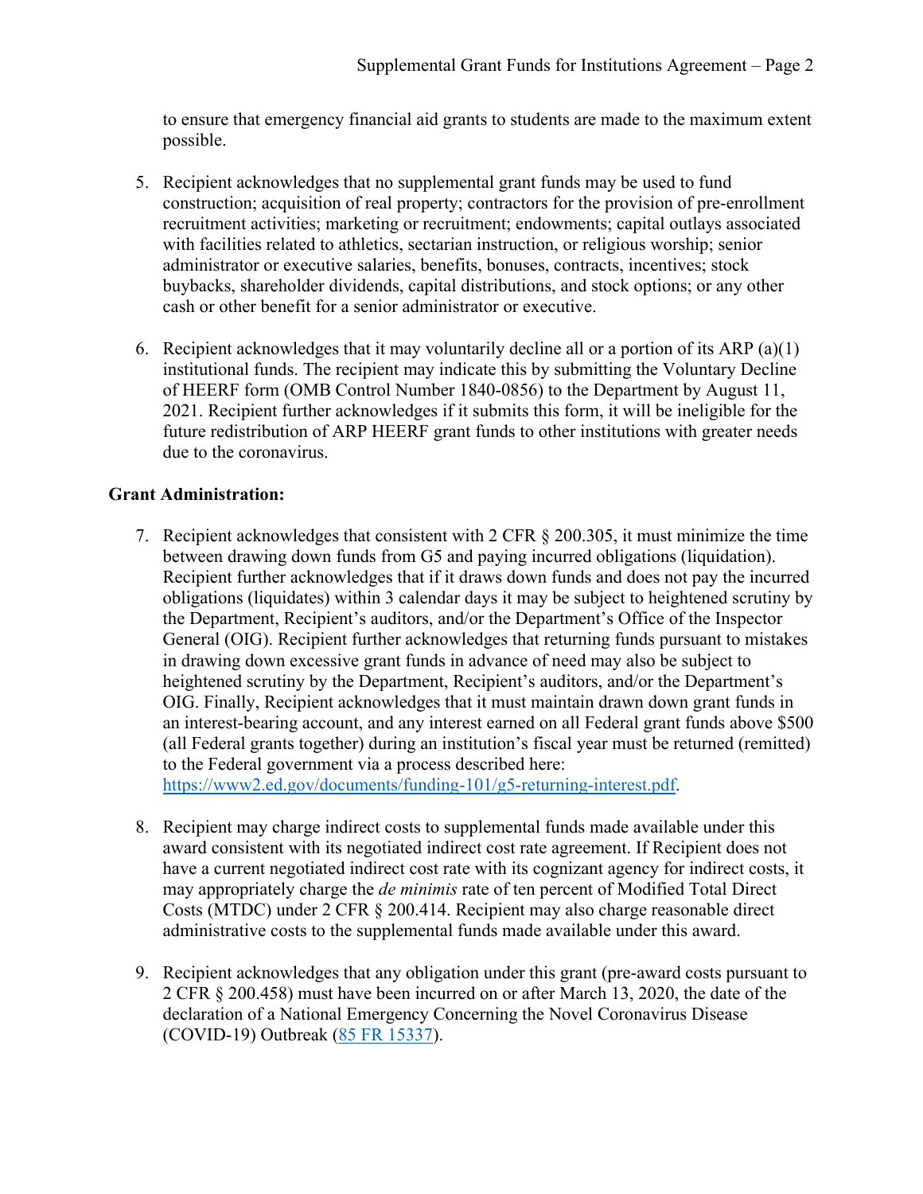to ensure that emergency financial aid grants to students are made to the maximum extent possible.

5. Recipient acknowledges that no supplemental grant funds may be used to fund construction; acquisition of real property; contractors for the provision of pre-enrollment recruitment activities; marketing or recruitment; endowments; capital outlays associated with facilities related to athletics, sectarian instruction, or religious worship; senior administrator or executive salaries, benefits, bonuses, contracts, incentives; stock buybacks, shareholder dividends, capital distributions, and stock options; or any other cash or other benefit for a senior administrator or executive.

6. Recipient acknowledges that it may voluntarily decline all or a portion of its ARP (a)(1) institutional funds. The recipient may indicate this by submitting the Voluntary Decline of HEERF form (OMB Control Number 1840-0856) to the Department by August 11, 2021. Recipient further acknowledges if it submits this form, it will be ineligible for the future redistribution of ARP HEERF grant funds to other institutions with greater needs due to the coronavirus.

**Grant Administration:**

7. Recipient acknowledges that consistent with 2 CFR § 200.305, it must minimize the time between drawing down funds from G5 and paying incurred obligations (liquidation). Recipient further acknowledges that if it draws down funds and does not pay the incurred obligations (liquidates) within 3 calendar days it may be subject to heightened scrutiny by the Department, Recipient's auditors, and/or the Department's Office of the Inspector General (OIG). Recipient further acknowledges that returning funds pursuant to mistakes in drawing down excessive grant funds in advance of need may also be subject to heightened scrutiny by the Department, Recipient's auditors, and/or the Department's OIG. Finally, Recipient acknowledges that it must maintain drawn down grant funds in an interest-bearing account, and any interest earned on all Federal grant funds above $500 (all Federal grants together) during an institution's fiscal year must be returned (remitted) to the Federal government via a process described here: [https://www2.ed.gov/documents/funding-101/g5-returning-interest.pdf](https://www2.ed.gov/documents/funding-101/g5-returning-interest.pdf).

8. Recipient may charge indirect costs to supplemental funds made available under this award consistent with its negotiated indirect cost rate agreement. If Recipient does not have a current negotiated indirect cost rate with its cognizant agency for indirect costs, it may appropriately charge the *de minimis* rate of ten percent of Modified Total Direct Costs (MTDC) under 2 CFR § 200.414. Recipient may also charge reasonable direct administrative costs to the supplemental funds made available under this award.

9. Recipient acknowledges that any obligation under this grant (pre-award costs pursuant to 2 CFR § 200.458) must have been incurred on or after March 13, 2020, the date of the declaration of a National Emergency Concerning the Novel Coronavirus Disease (COVID-19) Outbreak (85 FR 15337).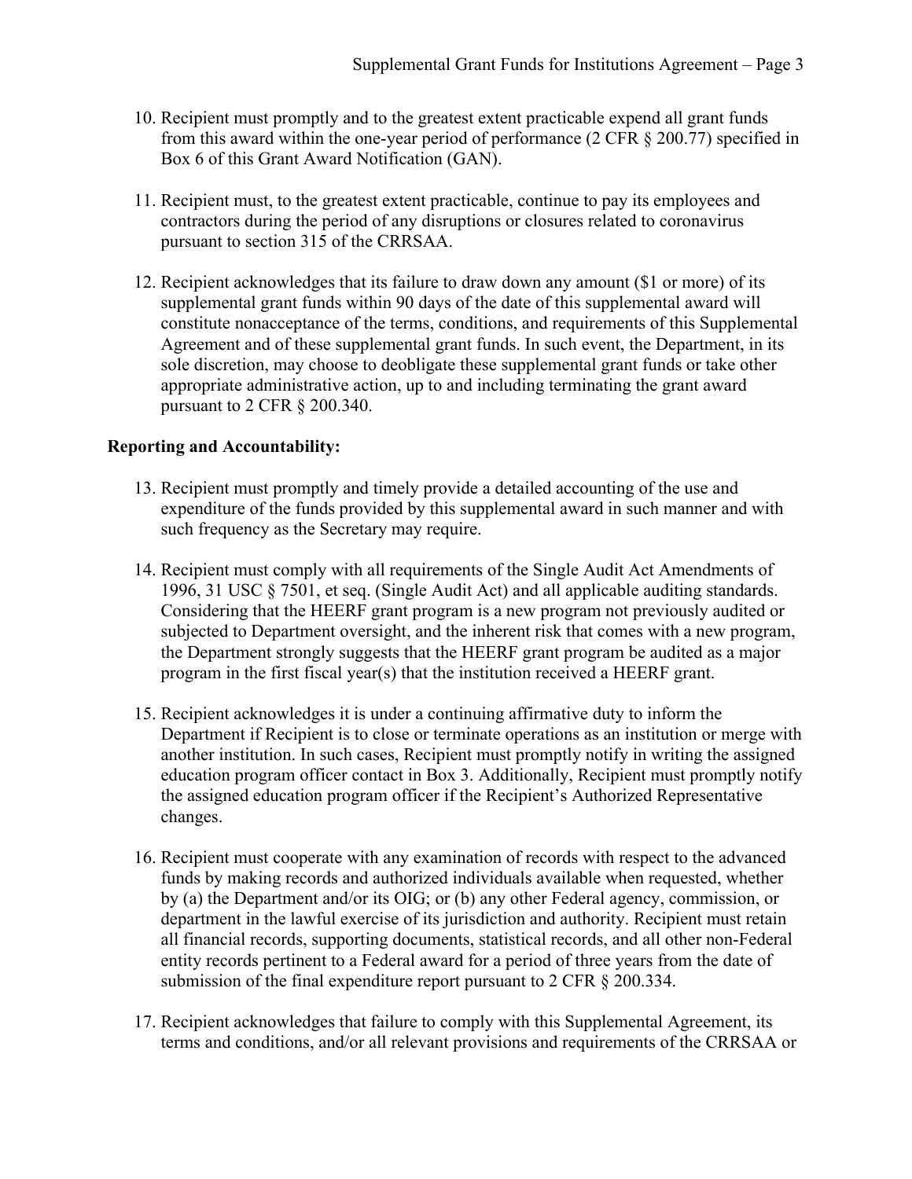10. Recipient must promptly and to the greatest extent practicable expend all grant funds from this award within the one-year period of performance (2 CFR § 200.77) specified in Box 6 of this Grant Award Notification (GAN).

11. Recipient must, to the greatest extent practicable, continue to pay its employees and contractors during the period of any disruptions or closures related to coronavirus pursuant to section 315 of the CRRSAA.

12. Recipient acknowledges that its failure to draw down any amount ($1 or more) of its supplemental grant funds within 90 days of the date of this supplemental award will constitute nonacceptance of the terms, conditions, and requirements of this Supplemental Agreement and of these supplemental grant funds. In such event, the Department, in its sole discretion, may choose to deobligate these supplemental grant funds or take other appropriate administrative action, up to and including terminating the grant award pursuant to 2 CFR § 200.340.

**Reporting and Accountability:**

13. Recipient must promptly and timely provide a detailed accounting of the use and expenditure of the funds provided by this supplemental award in such manner and with such frequency as the Secretary may require.

14. Recipient must comply with all requirements of the Single Audit Act Amendments of 1996, 31 USC § 7501, et seq. (Single Audit Act) and all applicable auditing standards. Considering that the HEERF grant program is a new program not previously audited or subjected to Department oversight, and the inherent risk that comes with a new program, the Department strongly suggests that the HEERF grant program be audited as a major program in the first fiscal year(s) that the institution received a HEERF grant.

15. Recipient acknowledges it is under a continuing affirmative duty to inform the Department if Recipient is to close or terminate operations as an institution or merge with another institution. In such cases, Recipient must promptly notify in writing the assigned education program officer contact in Box 3. Additionally, Recipient must promptly notify the assigned education program officer if the Recipient's Authorized Representative changes.

16. Recipient must cooperate with any examination of records with respect to the advanced funds by making records and authorized individuals available when requested, whether by (a) the Department and/or its OIG; or (b) any other Federal agency, commission, or department in the lawful exercise of its jurisdiction and authority. Recipient must retain all financial records, supporting documents, statistical records, and all other non-Federal entity records pertinent to a Federal award for a period of three years from the date of submission of the final expenditure report pursuant to 2 CFR § 200.334.

17. Recipient acknowledges that failure to comply with this Supplemental Agreement, its terms and conditions, and/or all relevant provisions and requirements of the CRRSAA or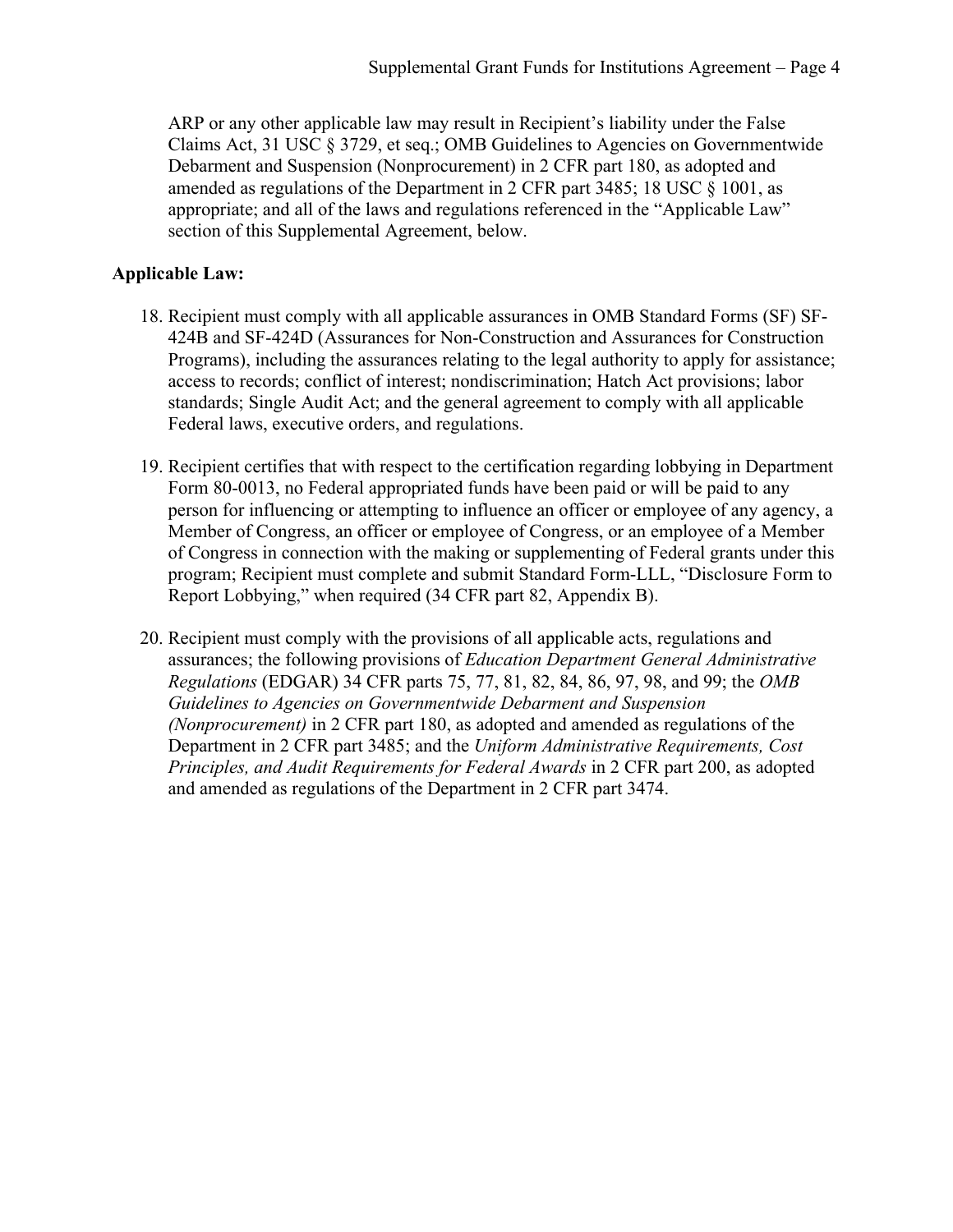ARP or any other applicable law may result in Recipient's liability under the False Claims Act, 31 USC § 3729, et seq.; OMB Guidelines to Agencies on Governmentwide Debarment and Suspension (Nonprocurement) in 2 CFR part 180, as adopted and amended as regulations of the Department in 2 CFR part 3485; 18 USC § 1001, as appropriate; and all of the laws and regulations referenced in the "Applicable Law" section of this Supplemental Agreement, below.

**Applicable Law:**

18. Recipient must comply with all applicable assurances in OMB Standard Forms (SF) SF-424B and SF-424D (Assurances for Non-Construction and Assurances for Construction Programs), including the assurances relating to the legal authority to apply for assistance; access to records; conflict of interest; nondiscrimination; Hatch Act provisions; labor standards; Single Audit Act; and the general agreement to comply with all applicable Federal laws, executive orders, and regulations.

19. Recipient certifies that with respect to the certification regarding lobbying in Department Form 80-0013, no Federal appropriated funds have been paid or will be paid to any person for influencing or attempting to influence an officer or employee of any agency, a Member of Congress, an officer or employee of Congress, or an employee of a Member of Congress in connection with the making or supplementing of Federal grants under this program; Recipient must complete and submit Standard Form-LLL, "Disclosure Form to Report Lobbying," when required (34 CFR part 82, Appendix B).

20. Recipient must comply with the provisions of all applicable acts, regulations and assurances; the following provisions of *Education Department General Administrative Regulations* (EDGAR) 34 CFR parts 75, 77, 81, 82, 84, 86, 97, 98, and 99; the *OMB Guidelines to Agencies on Governmentwide Debarment and Suspension (Nonprocurement)* in 2 CFR part 180, as adopted and amended as regulations of the Department in 2 CFR part 3485; and the *Uniform Administrative Requirements, Cost Principles, and Audit Requirements for Federal Awards* in 2 CFR part 200, as adopted and amended as regulations of the Department in 2 CFR part 3474.